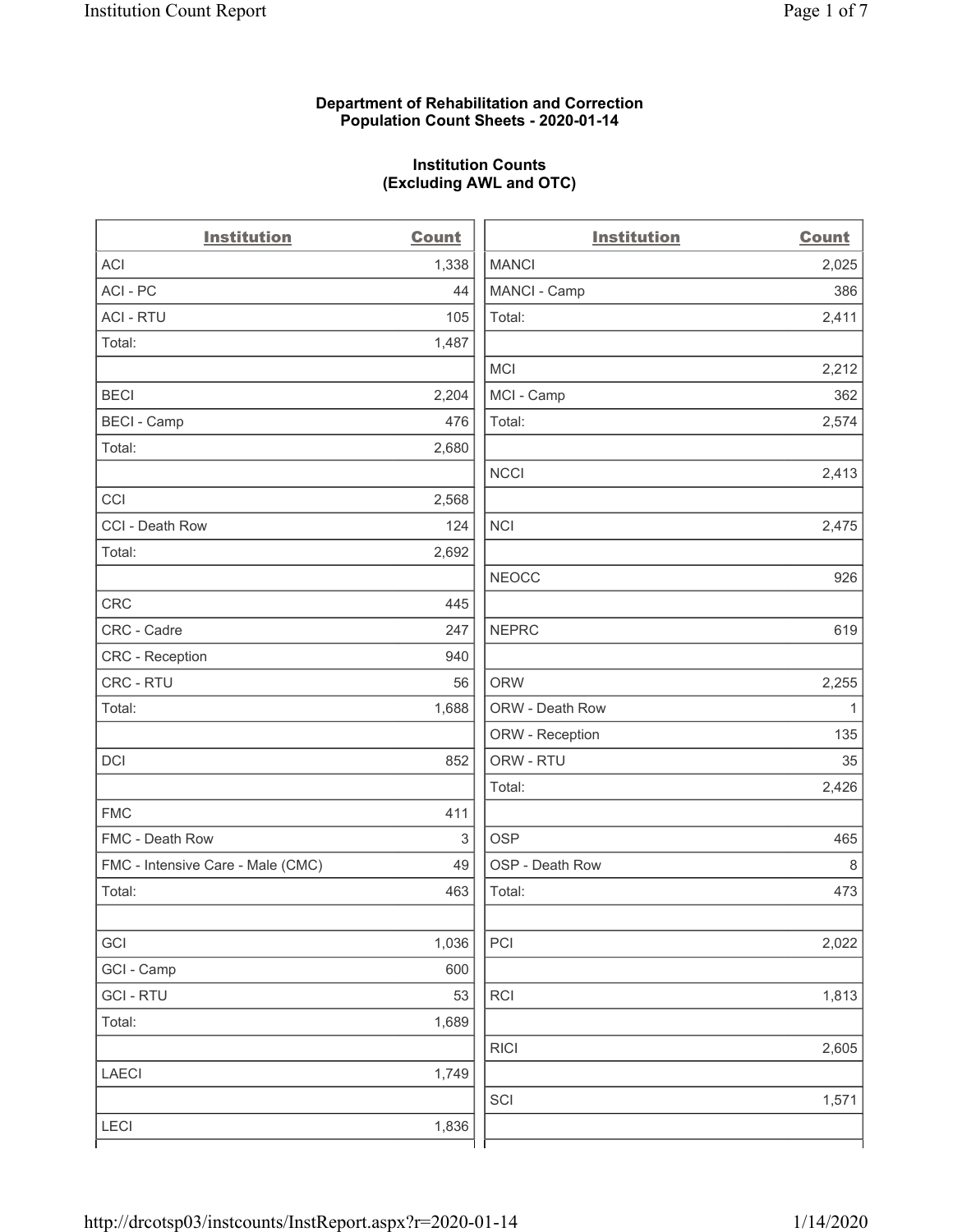**Department of Rehabilitation and Correction**
**Population Count Sheets - 2020-01-14**

**Institution Counts**
**(Excluding AWL and OTC)**

| Institution | Count |
|---|---|
| ACI | 1,338 |
| ACI - PC | 44 |
| ACI - RTU | 105 |
| Total: | 1,487 |
| | |
| BECI | 2,204 |
| BECI - Camp | 476 |
| Total: | 2,680 |
| | |
| CCI | 2,568 |
| CCI - Death Row | 124 |
| Total: | 2,692 |
| | |
| CRC | 445 |
| CRC - Cadre | 247 |
| CRC - Reception | 940 |
| CRC - RTU | 56 |
| Total: | 1,688 |
| | |
| DCI | 852 |
| | |
| FMC | 411 |
| FMC - Death Row | 3 |
| FMC - Intensive Care - Male (CMC) | 49 |
| Total: | 463 |
| | |
| GCI | 1,036 |
| GCI - Camp | 600 |
| GCI - RTU | 53 |
| Total: | 1,689 |
| | |
| LAECI | 1,749 |
| | |
| LECI | 1,836 |
| MANCI | 2,025 |
| MANCI - Camp | 386 |
| Total: | 2,411 |
| | |
| MCI | 2,212 |
| MCI - Camp | 362 |
| Total: | 2,574 |
| | |
| NCCI | 2,413 |
| | |
| NCI | 2,475 |
| | |
| NEOCC | 926 |
| | |
| NEPRC | 619 |
| | |
| ORW | 2,255 |
| ORW - Death Row | 1 |
| ORW - Reception | 135 |
| ORW - RTU | 35 |
| Total: | 2,426 |
| | |
| OSP | 465 |
| OSP - Death Row | 8 |
| Total: | 473 |
| | |
| PCI | 2,022 |
| | |
| RCI | 1,813 |
| | |
| RICI | 2,605 |
| | |
| SCI | 1,571 |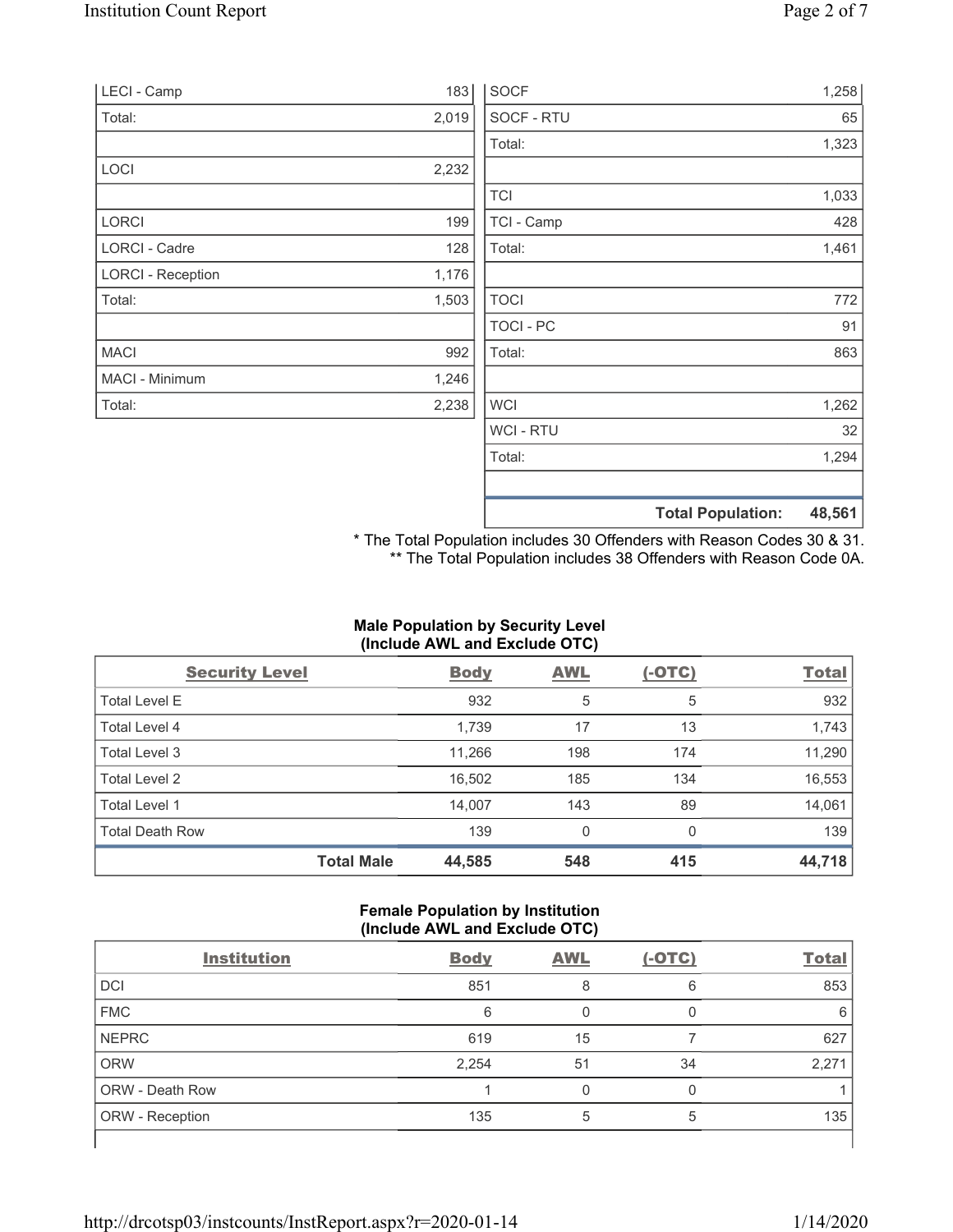| | |
|---|---|
| LECI - Camp | 183 |
| Total: | 2,019 |
| | |
| LOCI | 2,232 |
| | |
| LORCI | 199 |
| LORCI - Cadre | 128 |
| LORCI - Reception | 1,176 |
| Total: | 1,503 |
| | |
| MACI | 992 |
| MACI - Minimum | 1,246 |
| Total: | 2,238 |

| | |
|---|---|
| SOCF | 1,258 |
| SOCF - RTU | 65 |
| Total: | 1,323 |
| | |
| TCI | 1,033 |
| TCI - Camp | 428 |
| Total: | 1,461 |
| | |
| TOCI | 772 |
| TOCI - PC | 91 |
| Total: | 863 |
| | |
| WCI | 1,262 |
| WCI - RTU | 32 |
| Total: | 1,294 |
| | |
| **Total Population:** | **48,561** |

\* The Total Population includes 30 Offenders with Reason Codes 30 & 31.
\*\* The Total Population includes 38 Offenders with Reason Code 0A.

**Male Population by Security Level (Include AWL and Exclude OTC)**

| Security Level | Body | AWL | (-OTC) | Total |
|---|---|---|---|---|
| Total Level E | 932 | 5 | 5 | 932 |
| Total Level 4 | 1,739 | 17 | 13 | 1,743 |
| Total Level 3 | 11,266 | 198 | 174 | 11,290 |
| Total Level 2 | 16,502 | 185 | 134 | 16,553 |
| Total Level 1 | 14,007 | 143 | 89 | 14,061 |
| Total Death Row | 139 | 0 | 0 | 139 |
| **Total Male** | **44,585** | **548** | **415** | **44,718** |

**Female Population by Institution (Include AWL and Exclude OTC)**

| Institution | Body | AWL | (-OTC) | Total |
|---|---|---|---|---|
| DCI | 851 | 8 | 6 | 853 |
| FMC | 6 | 0 | 0 | 6 |
| NEPRC | 619 | 15 | 7 | 627 |
| ORW | 2,254 | 51 | 34 | 2,271 |
| ORW - Death Row | 1 | 0 | 0 | 1 |
| ORW - Reception | 135 | 5 | 5 | 135 |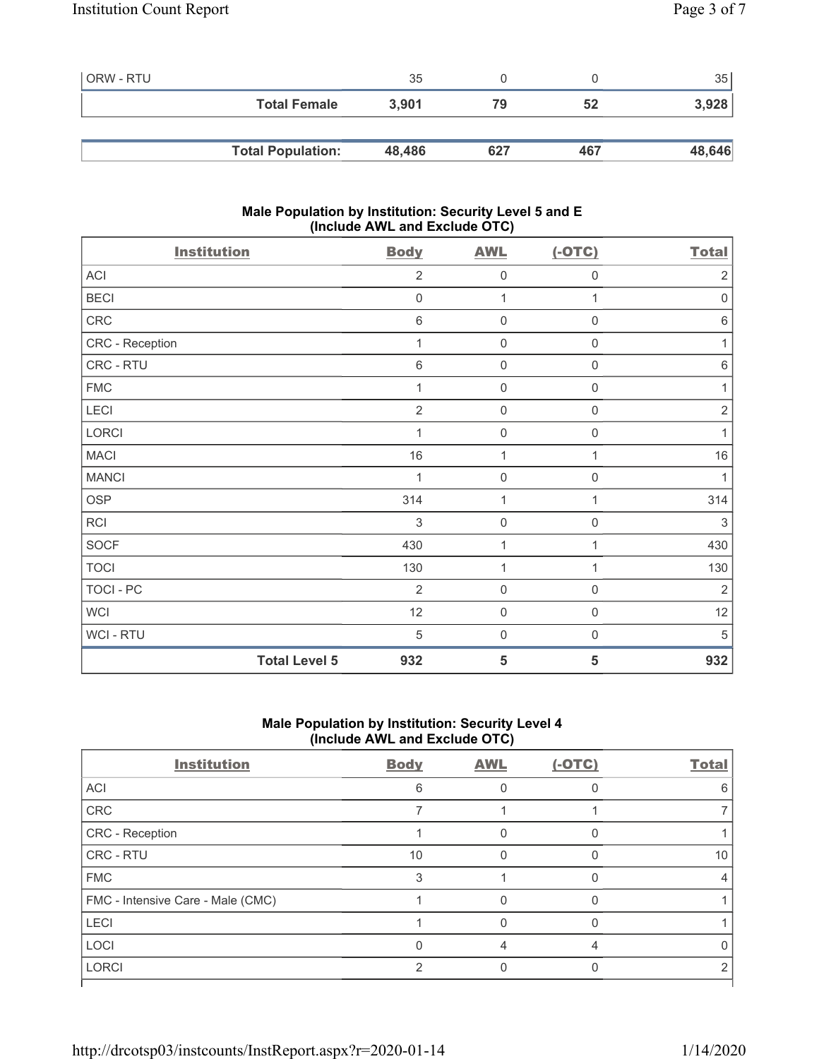| | Body | AWL | (-OTC) | Total |
|---|---|---|---|---|
| ORW - RTU | 35 | 0 | 0 | 35 |
| **Total Female** | **3,901** | **79** | **52** | **3,928** |

| | Body | AWL | (-OTC) | Total |
|---|---|---|---|---|
| **Total Population:** | **48,486** | **627** | **467** | **48,646** |

### Male Population by Institution: Security Level 5 and E (Include AWL and Exclude OTC)

| Institution | Body | AWL | (-OTC) | Total |
|---|---|---|---|---|
| ACI | 2 | 0 | 0 | 2 |
| BECI | 0 | 1 | 1 | 0 |
| CRC | 6 | 0 | 0 | 6 |
| CRC - Reception | 1 | 0 | 0 | 1 |
| CRC - RTU | 6 | 0 | 0 | 6 |
| FMC | 1 | 0 | 0 | 1 |
| LECI | 2 | 0 | 0 | 2 |
| LORCI | 1 | 0 | 0 | 1 |
| MACI | 16 | 1 | 1 | 16 |
| MANCI | 1 | 0 | 0 | 1 |
| OSP | 314 | 1 | 1 | 314 |
| RCI | 3 | 0 | 0 | 3 |
| SOCF | 430 | 1 | 1 | 430 |
| TOCI | 130 | 1 | 1 | 130 |
| TOCI - PC | 2 | 0 | 0 | 2 |
| WCI | 12 | 0 | 0 | 12 |
| WCI - RTU | 5 | 0 | 0 | 5 |
| **Total Level 5** | **932** | **5** | **5** | **932** |

### Male Population by Institution: Security Level 4 (Include AWL and Exclude OTC)

| Institution | Body | AWL | (-OTC) | Total |
|---|---|---|---|---|
| ACI | 6 | 0 | 0 | 6 |
| CRC | 7 | 1 | 1 | 7 |
| CRC - Reception | 1 | 0 | 0 | 1 |
| CRC - RTU | 10 | 0 | 0 | 10 |
| FMC | 3 | 1 | 0 | 4 |
| FMC - Intensive Care - Male (CMC) | 1 | 0 | 0 | 1 |
| LECI | 1 | 0 | 0 | 1 |
| LOCI | 0 | 4 | 4 | 0 |
| LORCI | 2 | 0 | 0 | 2 |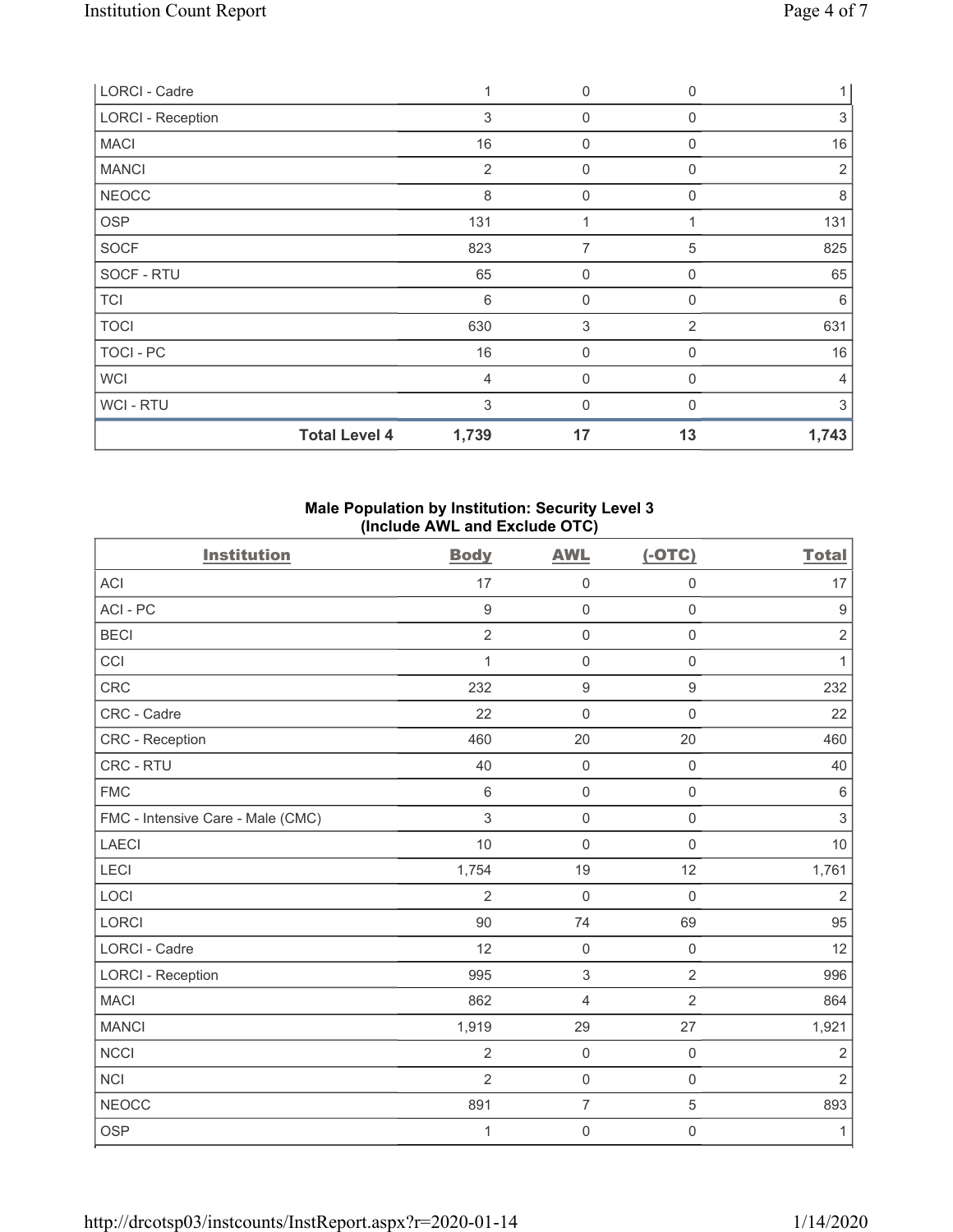| | Body | AWL | (-OTC) | Total |
|---|---|---|---|---|
| LORCI - Cadre | 1 | 0 | 0 | 1 |
| LORCI - Reception | 3 | 0 | 0 | 3 |
| MACI | 16 | 0 | 0 | 16 |
| MANCI | 2 | 0 | 0 | 2 |
| NEOCC | 8 | 0 | 0 | 8 |
| OSP | 131 | 1 | 1 | 131 |
| SOCF | 823 | 7 | 5 | 825 |
| SOCF - RTU | 65 | 0 | 0 | 65 |
| TCI | 6 | 0 | 0 | 6 |
| TOCI | 630 | 3 | 2 | 631 |
| TOCI - PC | 16 | 0 | 0 | 16 |
| WCI | 4 | 0 | 0 | 4 |
| WCI - RTU | 3 | 0 | 0 | 3 |
| **Total Level 4** | **1,739** | **17** | **13** | **1,743** |

## Male Population by Institution: Security Level 3 (Include AWL and Exclude OTC)

| Institution | Body | AWL | (-OTC) | Total |
|---|---|---|---|---|
| ACI | 17 | 0 | 0 | 17 |
| ACI - PC | 9 | 0 | 0 | 9 |
| BECI | 2 | 0 | 0 | 2 |
| CCI | 1 | 0 | 0 | 1 |
| CRC | 232 | 9 | 9 | 232 |
| CRC - Cadre | 22 | 0 | 0 | 22 |
| CRC - Reception | 460 | 20 | 20 | 460 |
| CRC - RTU | 40 | 0 | 0 | 40 |
| FMC | 6 | 0 | 0 | 6 |
| FMC - Intensive Care - Male (CMC) | 3 | 0 | 0 | 3 |
| LAECI | 10 | 0 | 0 | 10 |
| LECI | 1,754 | 19 | 12 | 1,761 |
| LOCI | 2 | 0 | 0 | 2 |
| LORCI | 90 | 74 | 69 | 95 |
| LORCI - Cadre | 12 | 0 | 0 | 12 |
| LORCI - Reception | 995 | 3 | 2 | 996 |
| MACI | 862 | 4 | 2 | 864 |
| MANCI | 1,919 | 29 | 27 | 1,921 |
| NCCI | 2 | 0 | 0 | 2 |
| NCI | 2 | 0 | 0 | 2 |
| NEOCC | 891 | 7 | 5 | 893 |
| OSP | 1 | 0 | 0 | 1 |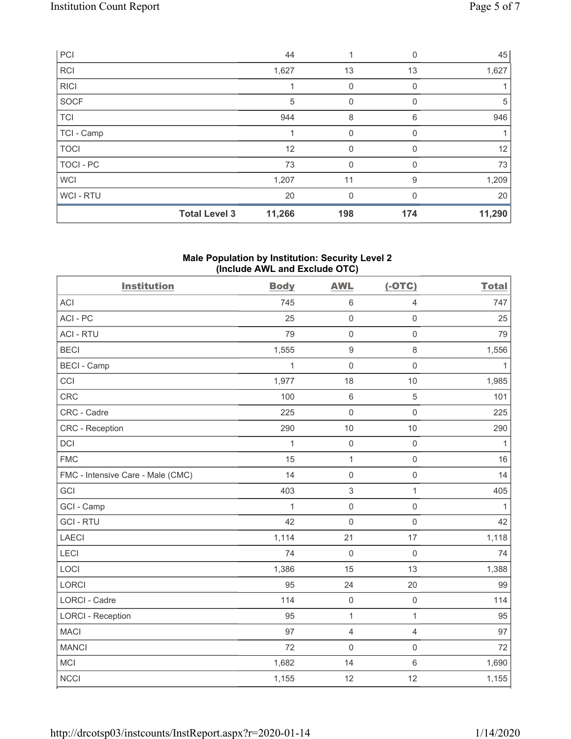| PCI | 44 | 1 | 0 | 45 |
|---|---|---|---|---|
| RCI | 1,627 | 13 | 13 | 1,627 |
| RICI | 1 | 0 | 0 | 1 |
| SOCF | 5 | 0 | 0 | 5 |
| TCI | 944 | 8 | 6 | 946 |
| TCI - Camp | 1 | 0 | 0 | 1 |
| TOCI | 12 | 0 | 0 | 12 |
| TOCI - PC | 73 | 0 | 0 | 73 |
| WCI | 1,207 | 11 | 9 | 1,209 |
| WCI - RTU | 20 | 0 | 0 | 20 |
| **Total Level 3** | **11,266** | **198** | **174** | **11,290** |

### Male Population by Institution: Security Level 2 (Include AWL and Exclude OTC)

| Institution | Body | AWL | (-OTC) | Total |
|---|---|---|---|---|
| ACI | 745 | 6 | 4 | 747 |
| ACI - PC | 25 | 0 | 0 | 25 |
| ACI - RTU | 79 | 0 | 0 | 79 |
| BECI | 1,555 | 9 | 8 | 1,556 |
| BECI - Camp | 1 | 0 | 0 | 1 |
| CCI | 1,977 | 18 | 10 | 1,985 |
| CRC | 100 | 6 | 5 | 101 |
| CRC - Cadre | 225 | 0 | 0 | 225 |
| CRC - Reception | 290 | 10 | 10 | 290 |
| DCI | 1 | 0 | 0 | 1 |
| FMC | 15 | 1 | 0 | 16 |
| FMC - Intensive Care - Male (CMC) | 14 | 0 | 0 | 14 |
| GCI | 403 | 3 | 1 | 405 |
| GCI - Camp | 1 | 0 | 0 | 1 |
| GCI - RTU | 42 | 0 | 0 | 42 |
| LAECI | 1,114 | 21 | 17 | 1,118 |
| LECI | 74 | 0 | 0 | 74 |
| LOCI | 1,386 | 15 | 13 | 1,388 |
| LORCI | 95 | 24 | 20 | 99 |
| LORCI - Cadre | 114 | 0 | 0 | 114 |
| LORCI - Reception | 95 | 1 | 1 | 95 |
| MACI | 97 | 4 | 4 | 97 |
| MANCI | 72 | 0 | 0 | 72 |
| MCI | 1,682 | 14 | 6 | 1,690 |
| NCCI | 1,155 | 12 | 12 | 1,155 |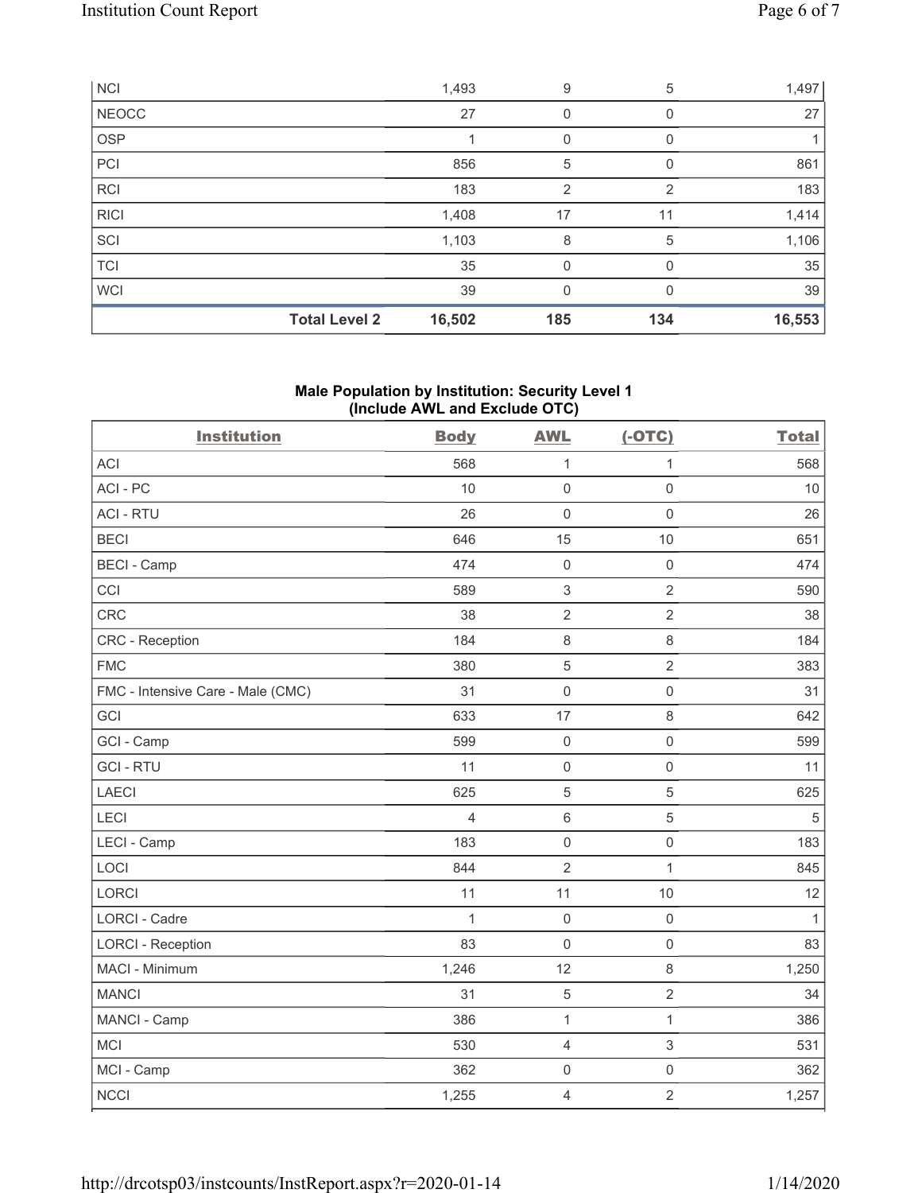| NCI | | 1,493 | 9 | 5 | 1,497 |
|---|---|---|---|---|---|
| NEOCC | | 27 | 0 | 0 | 27 |
| OSP | | 1 | 0 | 0 | 1 |
| PCI | | 856 | 5 | 0 | 861 |
| RCI | | 183 | 2 | 2 | 183 |
| RICI | | 1,408 | 17 | 11 | 1,414 |
| SCI | | 1,103 | 8 | 5 | 1,106 |
| TCI | | 35 | 0 | 0 | 35 |
| WCI | | 39 | 0 | 0 | 39 |
| | **Total Level 2** | **16,502** | **185** | **134** | **16,553** |

### Male Population by Institution: Security Level 1 (Include AWL and Exclude OTC)

| Institution | Body | AWL | (-OTC) | Total |
|---|---|---|---|---|
| ACI | 568 | 1 | 1 | 568 |
| ACI - PC | 10 | 0 | 0 | 10 |
| ACI - RTU | 26 | 0 | 0 | 26 |
| BECI | 646 | 15 | 10 | 651 |
| BECI - Camp | 474 | 0 | 0 | 474 |
| CCI | 589 | 3 | 2 | 590 |
| CRC | 38 | 2 | 2 | 38 |
| CRC - Reception | 184 | 8 | 8 | 184 |
| FMC | 380 | 5 | 2 | 383 |
| FMC - Intensive Care - Male (CMC) | 31 | 0 | 0 | 31 |
| GCI | 633 | 17 | 8 | 642 |
| GCI - Camp | 599 | 0 | 0 | 599 |
| GCI - RTU | 11 | 0 | 0 | 11 |
| LAECI | 625 | 5 | 5 | 625 |
| LECI | 4 | 6 | 5 | 5 |
| LECI - Camp | 183 | 0 | 0 | 183 |
| LOCI | 844 | 2 | 1 | 845 |
| LORCI | 11 | 11 | 10 | 12 |
| LORCI - Cadre | 1 | 0 | 0 | 1 |
| LORCI - Reception | 83 | 0 | 0 | 83 |
| MACI - Minimum | 1,246 | 12 | 8 | 1,250 |
| MANCI | 31 | 5 | 2 | 34 |
| MANCI - Camp | 386 | 1 | 1 | 386 |
| MCI | 530 | 4 | 3 | 531 |
| MCI - Camp | 362 | 0 | 0 | 362 |
| NCCI | 1,255 | 4 | 2 | 1,257 |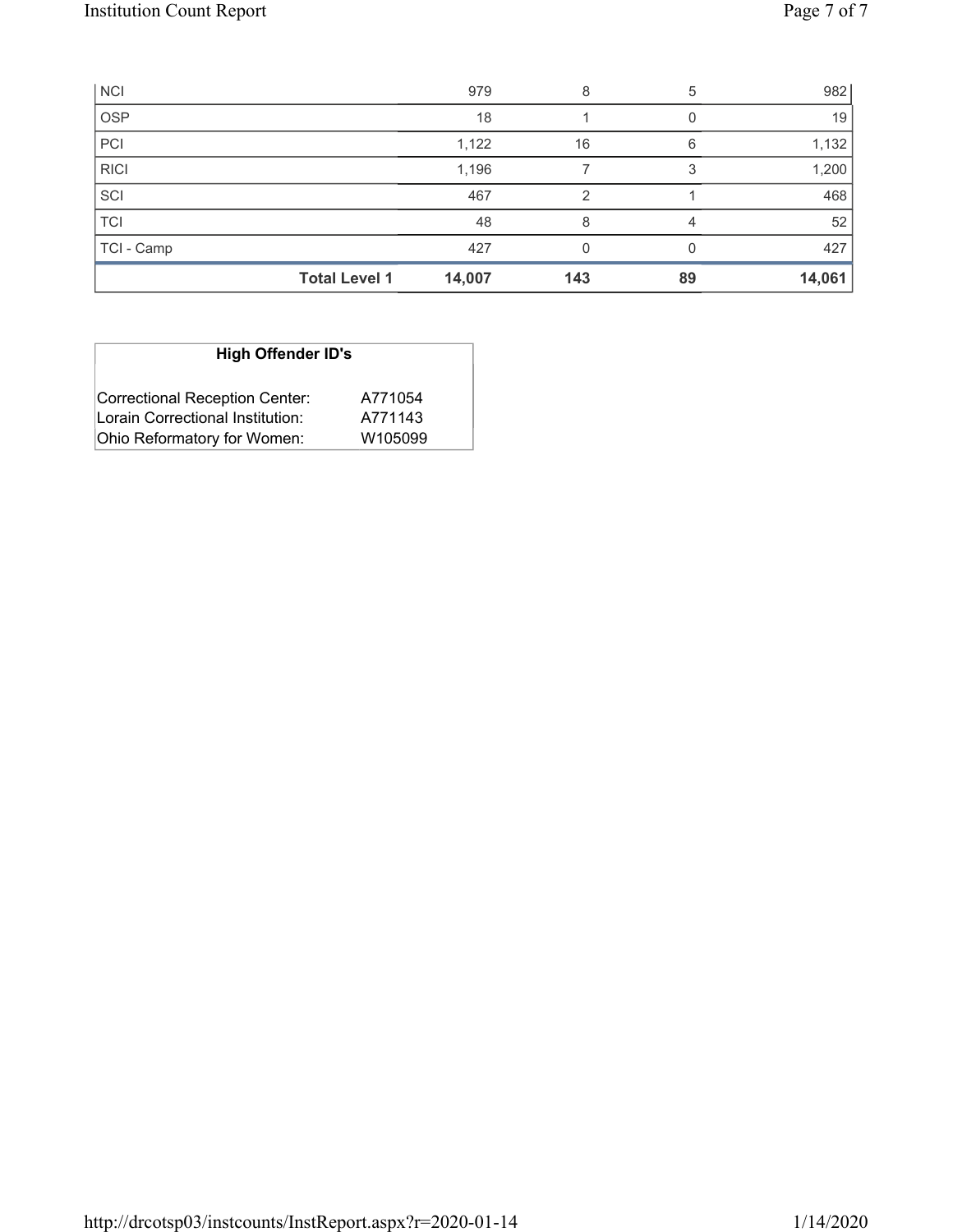| | | | | |
|---|---|---|---|---|
| NCI | 979 | 8 | 5 | 982 |
| OSP | 18 | 1 | 0 | 19 |
| PCI | 1,122 | 16 | 6 | 1,132 |
| RICI | 1,196 | 7 | 3 | 1,200 |
| SCI | 467 | 2 | 1 | 468 |
| TCI | 48 | 8 | 4 | 52 |
| TCI - Camp | 427 | 0 | 0 | 427 |
| **Total Level 1** | **14,007** | **143** | **89** | **14,061** |

| High Offender ID's | |
|---|---|
| Correctional Reception Center: | A771054 |
| Lorain Correctional Institution: | A771143 |
| Ohio Reformatory for Women: | W105099 |